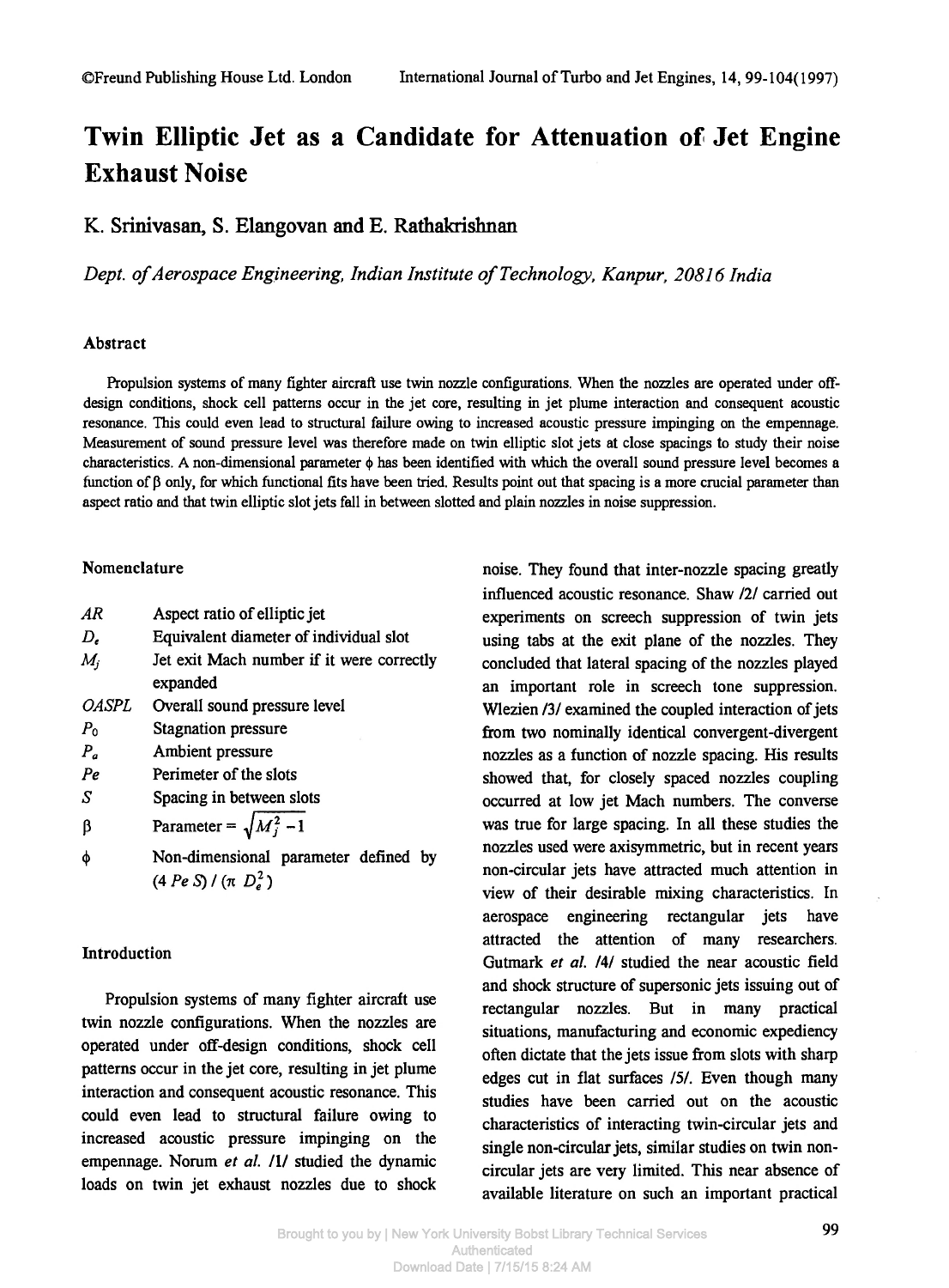©Freund Publishing House Ltd. London International Journal of Turbo and Jet Engines, 14, 99-104(1997)

# Twin Elliptic Jet as a Candidate for Attenuation of Jet Engine Exhaust Noise

## K. Srinivasan, S. Elangovan and E. Rathakrishnan

*Dept. of Aerospace Engineering, Indian Institute of Technology, Kanpur, 20816 India*

### Abstract

Propulsion systems of many fighter aircraft use twin nozzle configurations. When the nozzles are operated under off-design conditions, shock cell patterns occur in the jet core, resulting in jet plume interaction and consequent acoustic resonance. This could even lead to structural failure owing to increased acoustic pressure impinging on the empennage. Measurement of sound pressure level was therefore made on twin elliptic slot jets at close spacings to study their noise characteristics. A non-dimensional parameter $\phi$ has been identified with which the overall sound pressure level becomes a function of $\beta$ only, for which functional fits have been tried. Results point out that spacing is a more crucial parameter than aspect ratio and that twin elliptic slot jets fall in between slotted and plain nozzles in noise suppression.

### Nomenclature

| | |
|---|---|
| $AR$ | Aspect ratio of elliptic jet |
| $D_e$ | Equivalent diameter of individual slot |
| $M_j$ | Jet exit Mach number if it were correctly expanded |
| $OASPL$ | Overall sound pressure level |
| $P_0$ | Stagnation pressure |
| $P_a$ | Ambient pressure |
| $Pe$ | Perimeter of the slots |
| $S$ | Spacing in between slots |
| $\beta$ | Parameter = $\sqrt{M_j^2 - 1}$ |
| $\phi$ | Non-dimensional parameter defined by $(4\, Pe\, S) / (\pi\, D_e^2)$ |

### Introduction

Propulsion systems of many fighter aircraft use twin nozzle configurations. When the nozzles are operated under off-design conditions, shock cell patterns occur in the jet core, resulting in jet plume interaction and consequent acoustic resonance. This could even lead to structural failure owing to increased acoustic pressure impinging on the empennage. Norum *et al.* /1/ studied the dynamic loads on twin jet exhaust nozzles due to shock noise. They found that inter-nozzle spacing greatly influenced acoustic resonance. Shaw /2/ carried out experiments on screech suppression of twin jets using tabs at the exit plane of the nozzles. They concluded that lateral spacing of the nozzles played an important role in screech tone suppression. Wlezien /3/ examined the coupled interaction of jets from two nominally identical convergent-divergent nozzles as a function of nozzle spacing. His results showed that, for closely spaced nozzles coupling occurred at low jet Mach numbers. The converse was true for large spacing. In all these studies the nozzles used were axisymmetric, but in recent years non-circular jets have attracted much attention in view of their desirable mixing characteristics. In aerospace engineering rectangular jets have attracted the attention of many researchers. Gutmark *et al.* /4/ studied the near acoustic field and shock structure of supersonic jets issuing out of rectangular nozzles. But in many practical situations, manufacturing and economic expediency often dictate that the jets issue from slots with sharp edges cut in flat surfaces /5/. Even though many studies have been carried out on the acoustic characteristics of interacting twin-circular jets and single non-circular jets, similar studies on twin non-circular jets are very limited. This near absence of available literature on such an important practical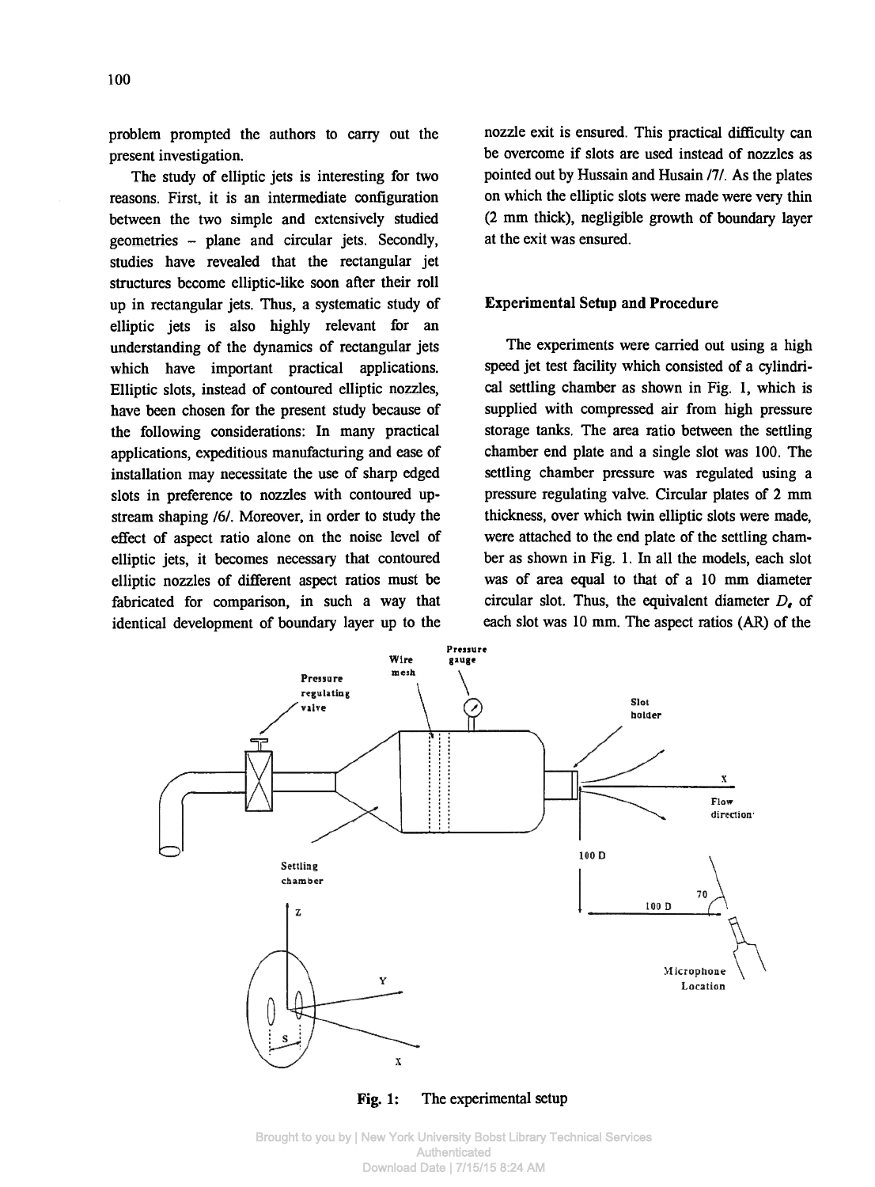problem prompted the authors to carry out the present investigation.

The study of elliptic jets is interesting for two reasons. First, it is an intermediate configuration between the two simple and extensively studied geometries – plane and circular jets. Secondly, studies have revealed that the rectangular jet structures become elliptic-like soon after their roll up in rectangular jets. Thus, a systematic study of elliptic jets is also highly relevant for an understanding of the dynamics of rectangular jets which have important practical applications. Elliptic slots, instead of contoured elliptic nozzles, have been chosen for the present study because of the following considerations: In many practical applications, expeditious manufacturing and ease of installation may necessitate the use of sharp edged slots in preference to nozzles with contoured upstream shaping /6/. Moreover, in order to study the effect of aspect ratio alone on the noise level of elliptic jets, it becomes necessary that contoured elliptic nozzles of different aspect ratios must be fabricated for comparison, in such a way that identical development of boundary layer up to the nozzle exit is ensured. This practical difficulty can be overcome if slots are used instead of nozzles as pointed out by Hussain and Husain /7/. As the plates on which the elliptic slots were made were very thin (2 mm thick), negligible growth of boundary layer at the exit was ensured.

## Experimental Setup and Procedure

The experiments were carried out using a high speed jet test facility which consisted of a cylindrical settling chamber as shown in Fig. 1, which is supplied with compressed air from high pressure storage tanks. The area ratio between the settling chamber end plate and a single slot was 100. The settling chamber pressure was regulated using a pressure regulating valve. Circular plates of 2 mm thickness, over which twin elliptic slots were made, were attached to the end plate of the settling chamber as shown in Fig. 1. In all the models, each slot was of area equal to that of a 10 mm diameter circular slot. Thus, the equivalent diameter $D_e$ of each slot was 10 mm. The aspect ratios (AR) of the

**Fig. 1:** The experimental setup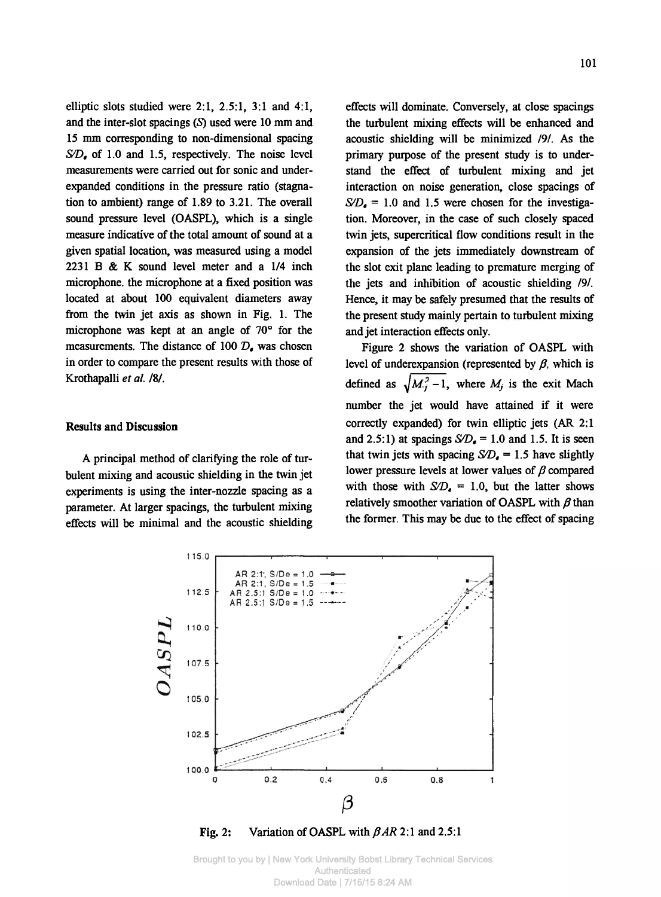elliptic slots studied were 2:1, 2.5:1, 3:1 and 4:1, and the inter-slot spacings ($S$) used were 10 mm and 15 mm corresponding to non-dimensional spacing $S/D_e$ of 1.0 and 1.5, respectively. The noise level measurements were carried out for sonic and underexpanded conditions in the pressure ratio (stagnation to ambient) range of 1.89 to 3.21. The overall sound pressure level (OASPL), which is a single measure indicative of the total amount of sound at a given spatial location, was measured using a model 2231 B & K sound level meter and a 1/4 inch microphone. the microphone at a fixed position was located at about 100 equivalent diameters away from the twin jet axis as shown in Fig. 1. The microphone was kept at an angle of 70° for the measurements. The distance of 100 $D_e$ was chosen in order to compare the present results with those of Krothapalli *et al.* /8/.

## Results and Discussion

A principal method of clarifying the role of turbulent mixing and acoustic shielding in the twin jet experiments is using the inter-nozzle spacing as a parameter. At larger spacings, the turbulent mixing effects will be minimal and the acoustic shielding effects will dominate. Conversely, at close spacings the turbulent mixing effects will be enhanced and acoustic shielding will be minimized /9/. As the primary purpose of the present study is to understand the effect of turbulent mixing and jet interaction on noise generation, close spacings of $S/D_e$ = 1.0 and 1.5 were chosen for the investigation. Moreover, in the case of such closely spaced twin jets, supercritical flow conditions result in the expansion of the jets immediately downstream of the slot exit plane leading to premature merging of the jets and inhibition of acoustic shielding /9/. Hence, it may be safely presumed that the results of the present study mainly pertain to turbulent mixing and jet interaction effects only.

Figure 2 shows the variation of OASPL with level of underexpansion (represented by $\beta$, which is defined as $\sqrt{M_j^2 - 1}$, where $M_j$ is the exit Mach number the jet would have attained if it were correctly expanded) for twin elliptic jets (AR 2:1 and 2.5:1) at spacings $S/D_e$ = 1.0 and 1.5. It is seen that twin jets with spacing $S/D_e$ = 1.5 have slightly lower pressure levels at lower values of $\beta$ compared with those with $S/D_e$ = 1.0, but the latter shows relatively smoother variation of OASPL with $\beta$ than the former. This may be due to the effect of spacing

**Fig. 2:** Variation of OASPL with $\beta$ *AR* 2:1 and 2.5:1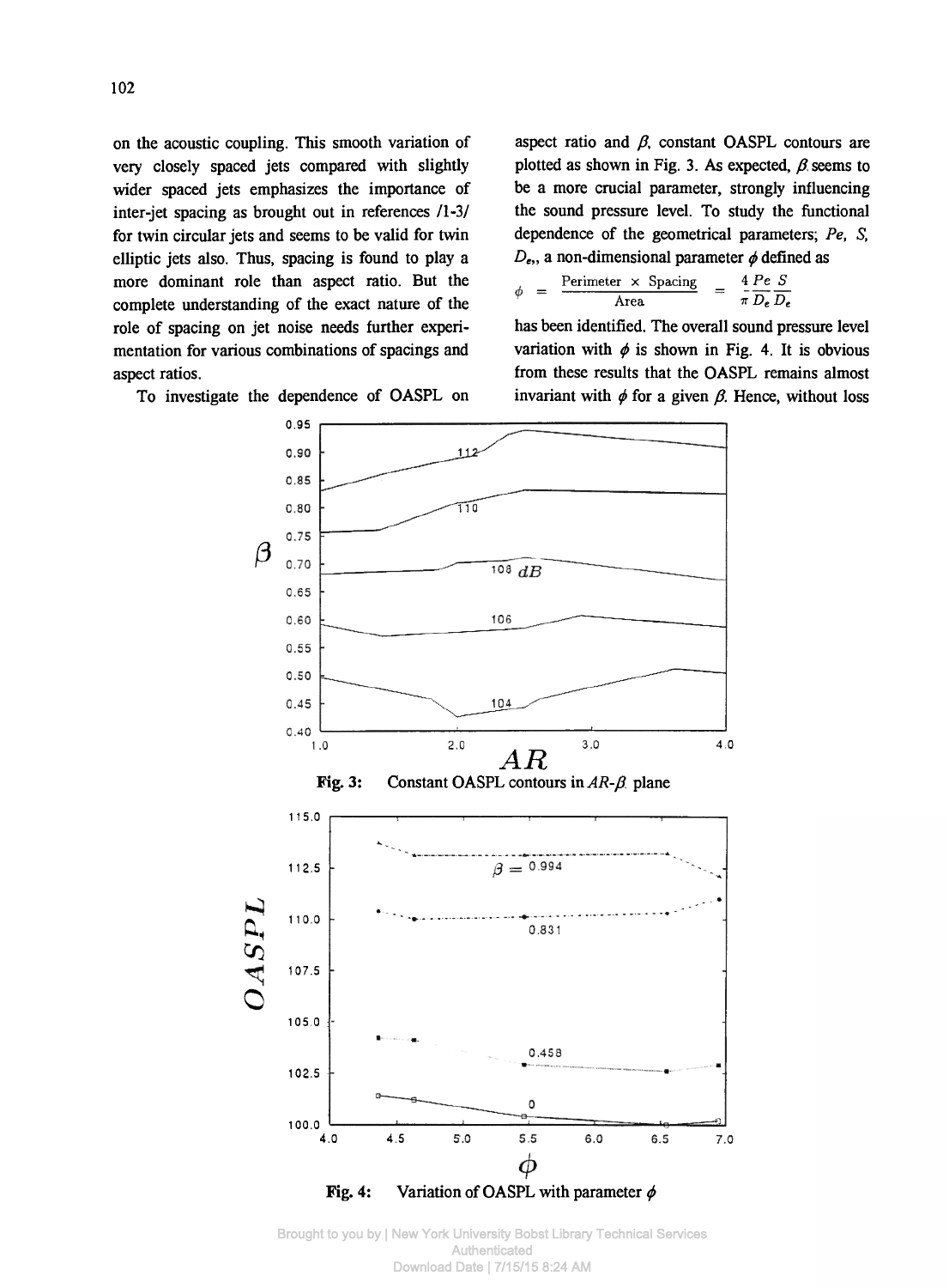on the acoustic coupling. This smooth variation of very closely spaced jets compared with slightly wider spaced jets emphasizes the importance of inter-jet spacing as brought out in references /1-3/ for twin circular jets and seems to be valid for twin elliptic jets also. Thus, spacing is found to play a more dominant role than aspect ratio. But the complete understanding of the exact nature of the role of spacing on jet noise needs further experimentation for various combinations of spacings and aspect ratios.

To investigate the dependence of OASPL on aspect ratio and $\beta$, constant OASPL contours are plotted as shown in Fig. 3. As expected, $\beta$ seems to be a more crucial parameter, strongly influencing the sound pressure level. To study the functional dependence of the geometrical parameters; $Pe$, $S$, $D_e$, a non-dimensional parameter $\phi$ defined as

$$\phi = \frac{\text{Perimeter} \times \text{Spacing}}{\text{Area}} = \frac{4\,Pe\;S}{\pi\,D_e\,D_e}$$

has been identified. The overall sound pressure level variation with $\phi$ is shown in Fig. 4. It is obvious from these results that the OASPL remains almost invariant with $\phi$ for a given $\beta$. Hence, without loss

Fig. 3: Constant OASPL contours in $AR$-$\beta$ plane

Fig. 4: Variation of OASPL with parameter $\phi$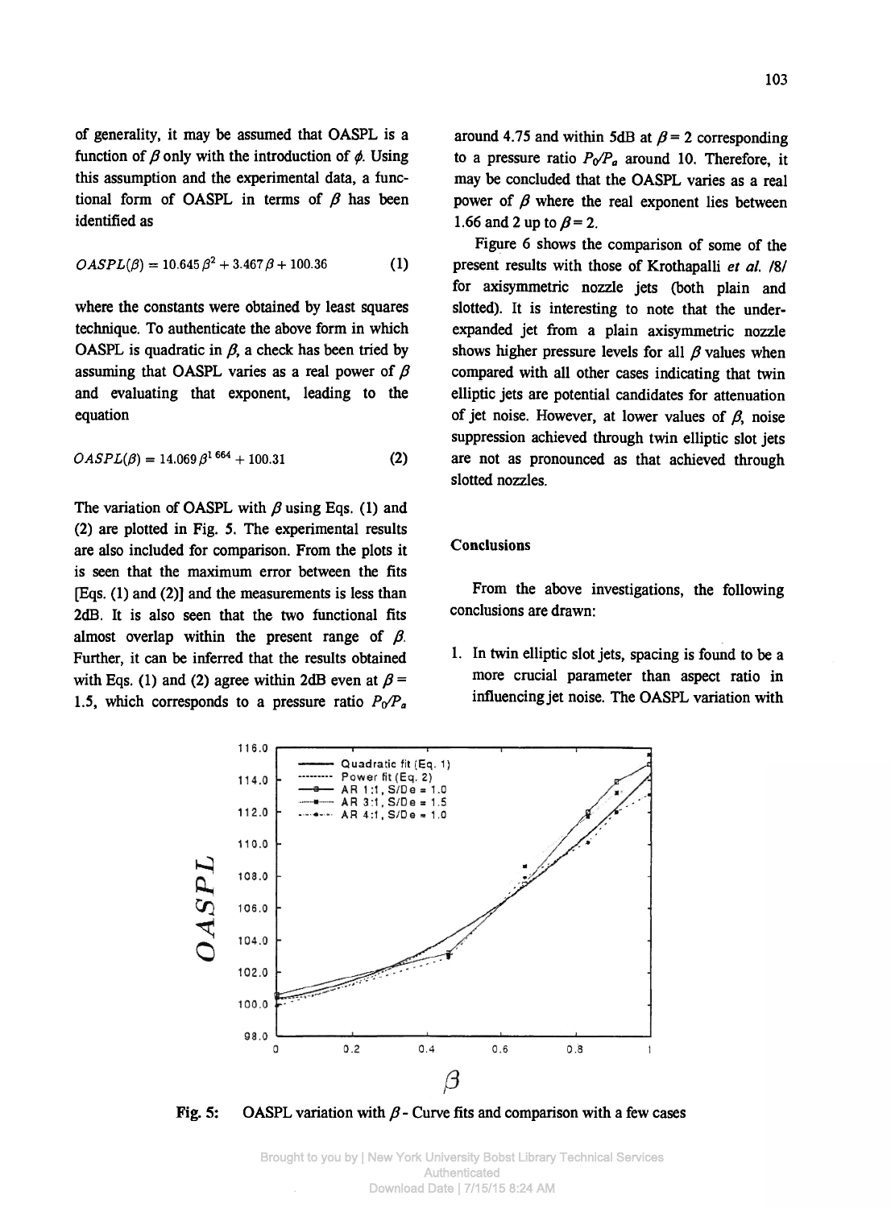of generality, it may be assumed that OASPL is a function of $\beta$ only with the introduction of $\phi$. Using this assumption and the experimental data, a functional form of OASPL in terms of $\beta$ has been identified as

$$OASPL(\beta) = 10.645\,\beta^2 + 3.467\,\beta + 100.36 \tag{1}$$

where the constants were obtained by least squares technique. To authenticate the above form in which OASPL is quadratic in $\beta$, a check has been tried by assuming that OASPL varies as a real power of $\beta$ and evaluating that exponent, leading to the equation

$$OASPL(\beta) = 14.069\,\beta^{1.664} + 100.31 \tag{2}$$

The variation of OASPL with $\beta$ using Eqs. (1) and (2) are plotted in Fig. 5. The experimental results are also included for comparison. From the plots it is seen that the maximum error between the fits [Eqs. (1) and (2)] and the measurements is less than 2dB. It is also seen that the two functional fits almost overlap within the present range of $\beta$. Further, it can be inferred that the results obtained with Eqs. (1) and (2) agree within 2dB even at $\beta$ = 1.5, which corresponds to a pressure ratio $P_0/P_a$ around 4.75 and within 5dB at $\beta$ = 2 corresponding to a pressure ratio $P_0/P_a$ around 10. Therefore, it may be concluded that the OASPL varies as a real power of $\beta$ where the real exponent lies between 1.66 and 2 up to $\beta$ = 2.

Figure 6 shows the comparison of some of the present results with those of Krothapalli *et al.* /8/ for axisymmetric nozzle jets (both plain and slotted). It is interesting to note that the under-expanded jet from a plain axisymmetric nozzle shows higher pressure levels for all $\beta$ values when compared with all other cases indicating that twin elliptic jets are potential candidates for attenuation of jet noise. However, at lower values of $\beta$, noise suppression achieved through twin elliptic slot jets are not as pronounced as that achieved through slotted nozzles.

## Conclusions

From the above investigations, the following conclusions are drawn:

1. In twin elliptic slot jets, spacing is found to be a more crucial parameter than aspect ratio in influencing jet noise. The OASPL variation with

**Fig. 5:** OASPL variation with $\beta$ - Curve fits and comparison with a few cases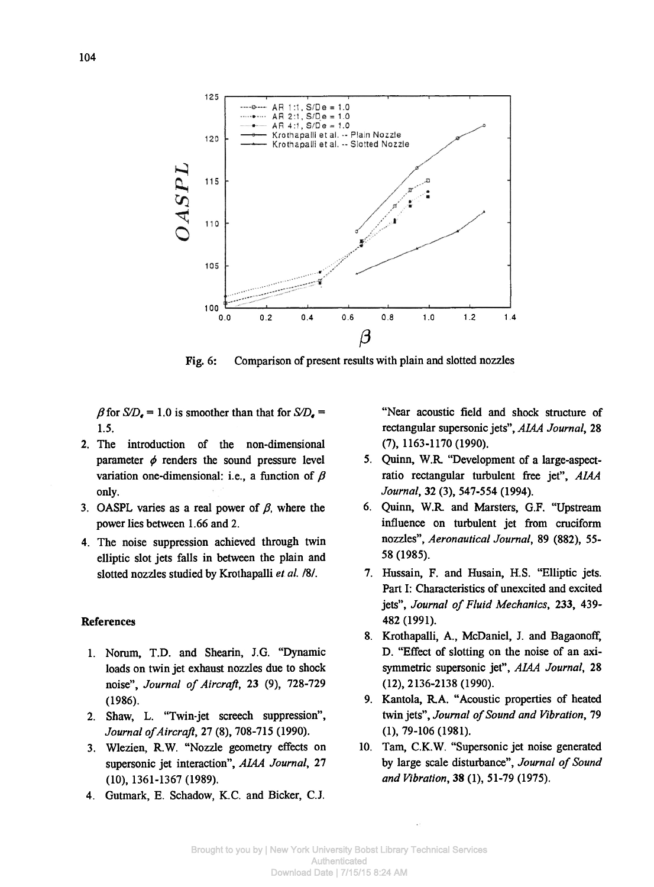125

120

115

110

105

100

OASPL

0.0 0.2 0.4 0.6 0.8 1.0 1.2 1.4

$\beta$

AR 1:1, S/De = 1.0

AR 2:1, S/De = 1.0

AR 4:1, S/De = 1.0

Krothapalli et al. -- Plain Nozzle

Krothapalli et al. -- Slotted Nozzle

**Fig. 6:** Comparison of present results with plain and slotted nozzles

$\beta$ for $S/D_e = 1.0$ is smoother than that for $S/D_e = 1.5$.

2. The introduction of the non-dimensional parameter $\phi$ renders the sound pressure level variation one-dimensional: i.e., a function of $\beta$ only.
3. OASPL varies as a real power of $\beta$, where the power lies between 1.66 and 2.
4. The noise suppression achieved through twin elliptic slot jets falls in between the plain and slotted nozzles studied by Krothapalli *et al.* /8/.

## References

1. Norum, T.D. and Shearin, J.G. "Dynamic loads on twin jet exhaust nozzles due to shock noise", *Journal of Aircraft*, **23** (9), 728-729 (1986).
2. Shaw, L. "Twin-jet screech suppression", *Journal of Aircraft*, 27 (8), 708-715 (1990).
3. Wlezien, R.W. "Nozzle geometry effects on supersonic jet interaction", *AIAA Journal*, 27 (10), 1361-1367 (1989).
4. Gutmark, E. Schadow, K.C. and Bicker, C.J. "Near acoustic field and shock structure of rectangular supersonic jets", *AIAA Journal*, 28 (7), 1163-1170 (1990).
5. Quinn, W.R. "Development of a large-aspect-ratio rectangular turbulent free jet", *AIAA Journal*, 32 (3), 547-554 (1994).
6. Quinn, W.R. and Marsters, G.F. "Upstream influence on turbulent jet from cruciform nozzles", *Aeronautical Journal*, 89 (882), 55-58 (1985).
7. Hussain, F. and Husain, H.S. "Elliptic jets. Part I: Characteristics of unexcited and excited jets", *Journal of Fluid Mechanics*, **233**, 439-482 (1991).
8. Krothapalli, A., McDaniel, J. and Bagaonoff, D. "Effect of slotting on the noise of an axi-symmetric supersonic jet", *AIAA Journal*, 28 (12), 2136-2138 (1990).
9. Kantola, R.A. "Acoustic properties of heated twin jets", *Journal of Sound and Vibration*, 79 (1), 79-106 (1981).
10. Tam, C.K.W. "Supersonic jet noise generated by large scale disturbance", *Journal of Sound and Vibration*, **38** (1), 51-79 (1975).